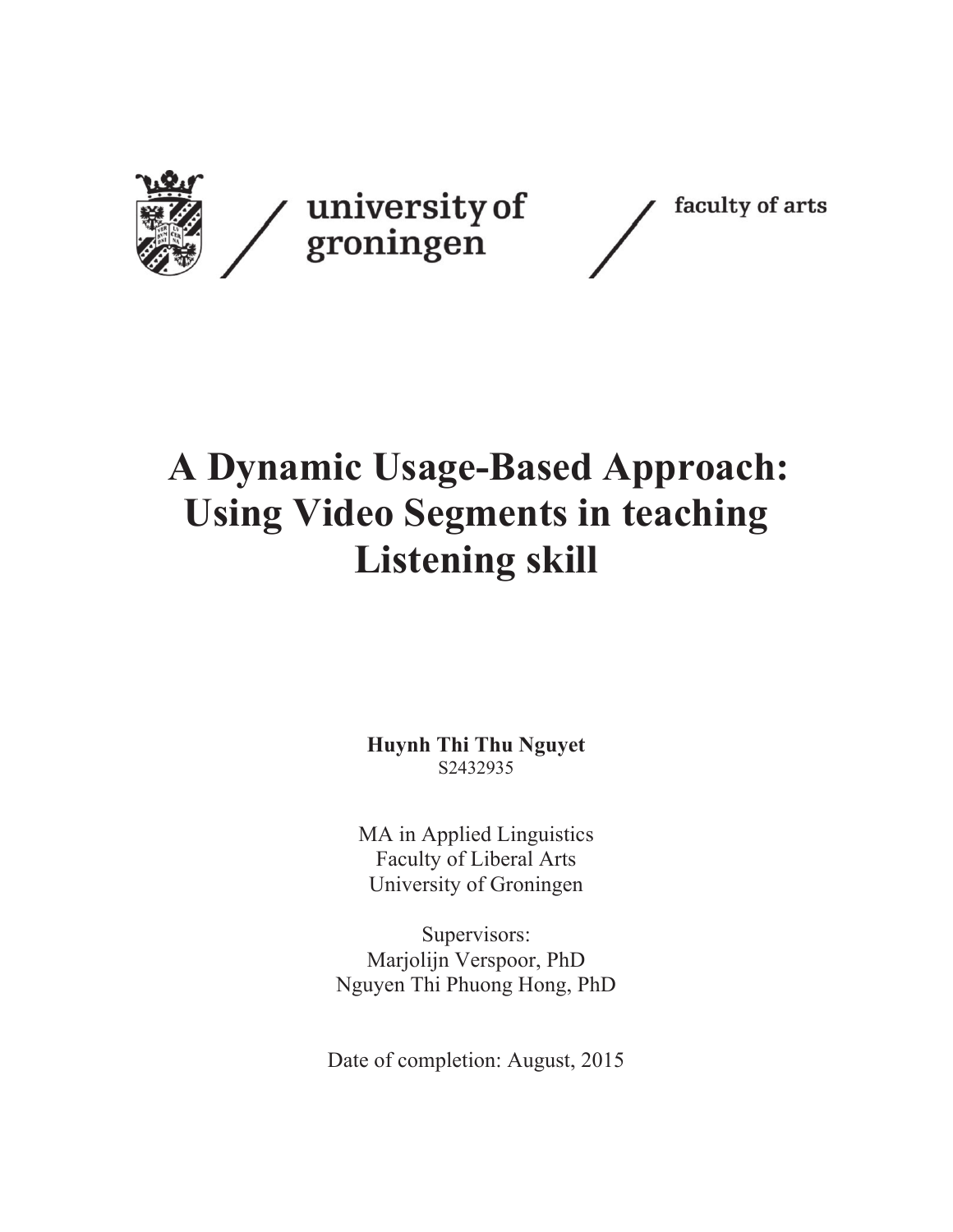university of groningen / faculty of arts

# A Dynamic Usage-Based Approach: Using Video Segments in teaching Listening skill

**Huynh Thi Thu Nguyet**
S2432935

MA in Applied Linguistics
Faculty of Liberal Arts
University of Groningen

Supervisors:
Marjolijn Verspoor, PhD
Nguyen Thi Phuong Hong, PhD

Date of completion: August, 2015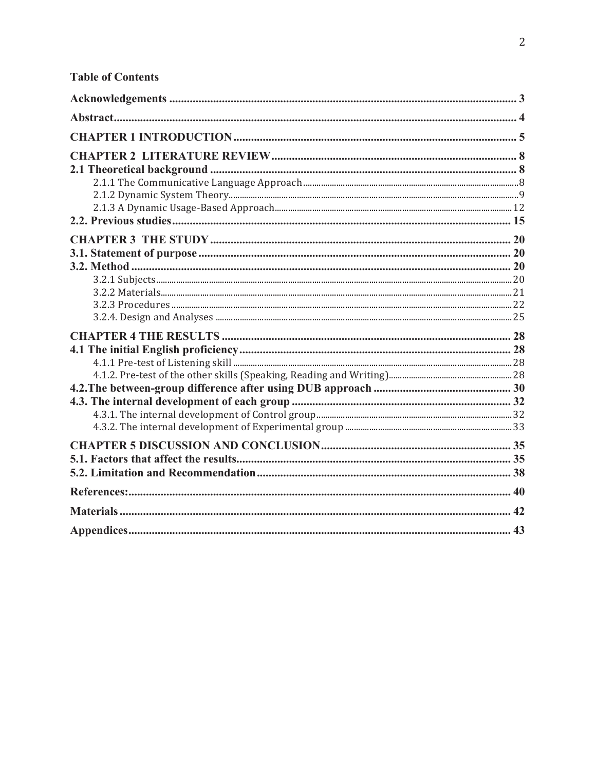**Table of Contents**

**Acknowledgements** ........ 3

**Abstract** ........ 4

**CHAPTER 1 INTRODUCTION** ........ 5

**CHAPTER 2 LITERATURE REVIEW** ........ 8

**2.1 Theoretical background** ........ 8

- 2.1.1 The Communicative Language Approach ........ 8
- 2.1.2 Dynamic System Theory ........ 9
- 2.1.3 A Dynamic Usage-Based Approach ........ 12

**2.2. Previous studies** ........ 15

**CHAPTER 3 THE STUDY** ........ 20

**3.1. Statement of purpose** ........ 20

**3.2. Method** ........ 20

- 3.2.1 Subjects ........ 20
- 3.2.2 Materials ........ 21
- 3.2.3 Procedures ........ 22
- 3.2.4. Design and Analyses ........ 25

**CHAPTER 4 THE RESULTS** ........ 28

**4.1 The initial English proficiency** ........ 28

- 4.1.1 Pre-test of Listening skill ........ 28
- 4.1.2. Pre-test of the other skills (Speaking, Reading and Writing) ........ 28

**4.2.The between-group difference after using DUB approach** ........ 30

**4.3. The internal development of each group** ........ 32

- 4.3.1. The internal development of Control group ........ 32
- 4.3.2. The internal development of Experimental group ........ 33

**CHAPTER 5 DISCUSSION AND CONCLUSION** ........ 35

**5.1. Factors that affect the results** ........ 35

**5.2. Limitation and Recommendation** ........ 38

**References:** ........ 40

**Materials** ........ 42

**Appendices** ........ 43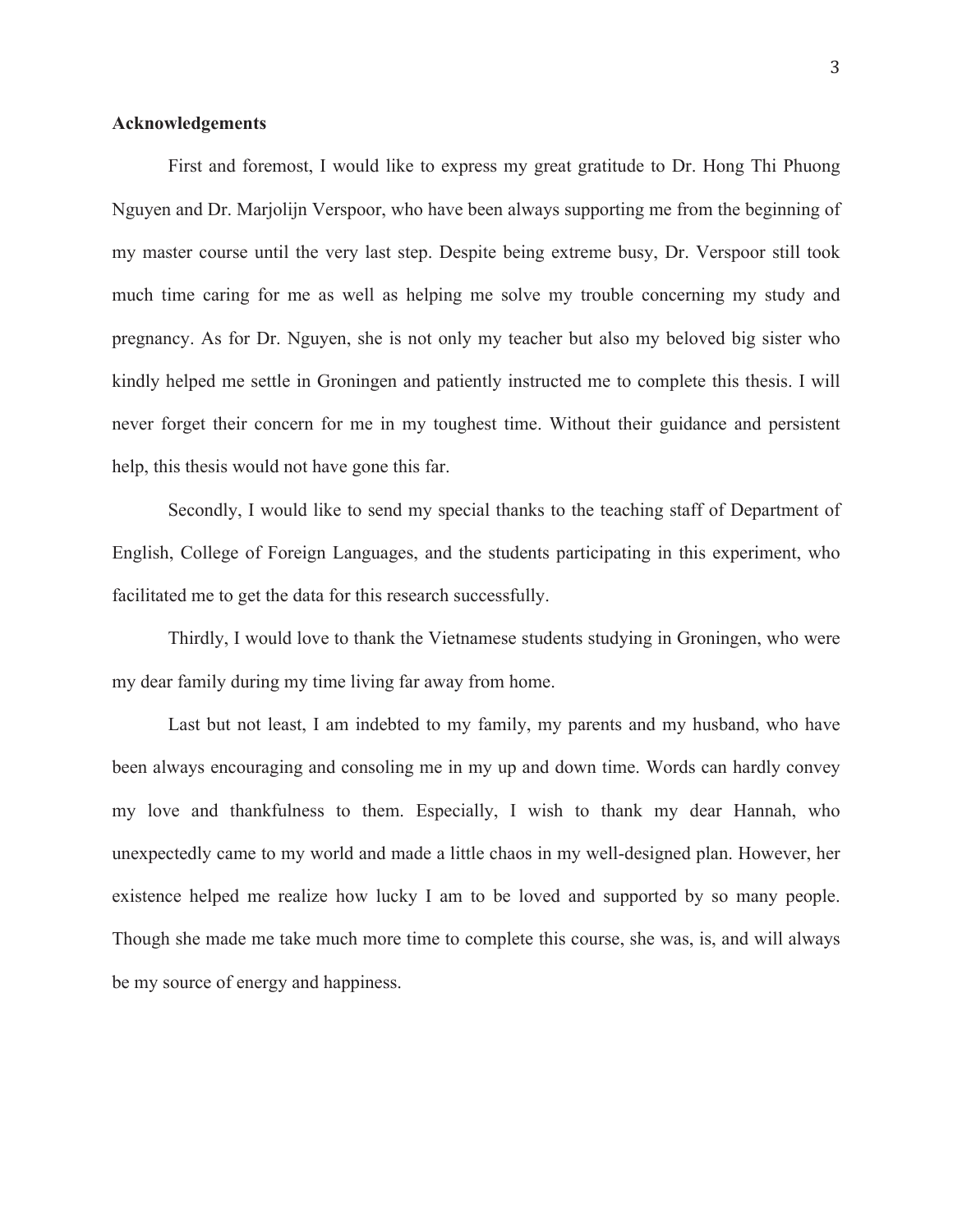## Acknowledgements

First and foremost, I would like to express my great gratitude to Dr. Hong Thi Phuong Nguyen and Dr. Marjolijn Verspoor, who have been always supporting me from the beginning of my master course until the very last step. Despite being extreme busy, Dr. Verspoor still took much time caring for me as well as helping me solve my trouble concerning my study and pregnancy. As for Dr. Nguyen, she is not only my teacher but also my beloved big sister who kindly helped me settle in Groningen and patiently instructed me to complete this thesis. I will never forget their concern for me in my toughest time. Without their guidance and persistent help, this thesis would not have gone this far.

Secondly, I would like to send my special thanks to the teaching staff of Department of English, College of Foreign Languages, and the students participating in this experiment, who facilitated me to get the data for this research successfully.

Thirdly, I would love to thank the Vietnamese students studying in Groningen, who were my dear family during my time living far away from home.

Last but not least, I am indebted to my family, my parents and my husband, who have been always encouraging and consoling me in my up and down time. Words can hardly convey my love and thankfulness to them. Especially, I wish to thank my dear Hannah, who unexpectedly came to my world and made a little chaos in my well-designed plan. However, her existence helped me realize how lucky I am to be loved and supported by so many people. Though she made me take much more time to complete this course, she was, is, and will always be my source of energy and happiness.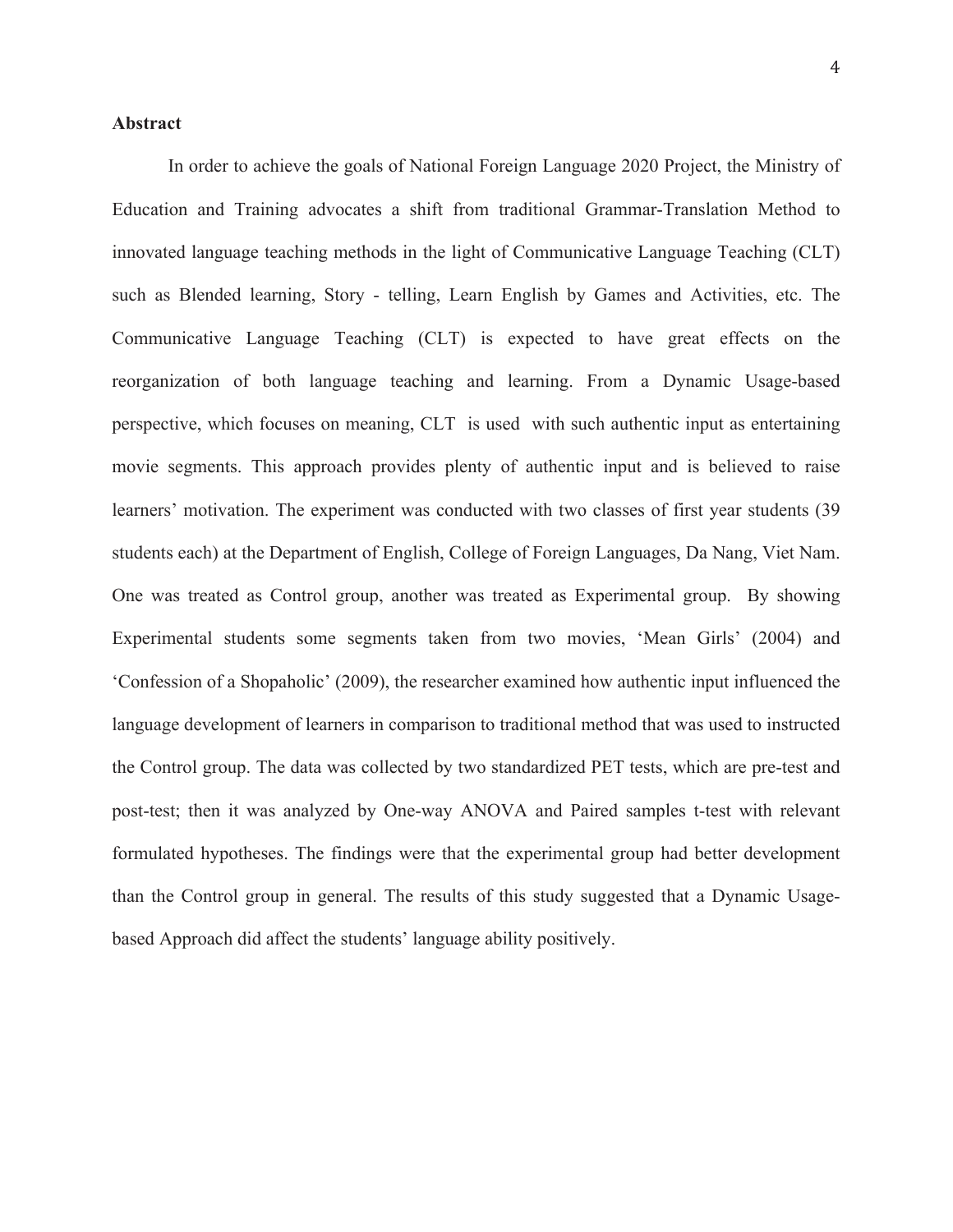**Abstract**

In order to achieve the goals of National Foreign Language 2020 Project, the Ministry of Education and Training advocates a shift from traditional Grammar-Translation Method to innovated language teaching methods in the light of Communicative Language Teaching (CLT) such as Blended learning, Story - telling, Learn English by Games and Activities, etc. The Communicative Language Teaching (CLT) is expected to have great effects on the reorganization of both language teaching and learning. From a Dynamic Usage-based perspective, which focuses on meaning, CLT is used with such authentic input as entertaining movie segments. This approach provides plenty of authentic input and is believed to raise learners' motivation. The experiment was conducted with two classes of first year students (39 students each) at the Department of English, College of Foreign Languages, Da Nang, Viet Nam. One was treated as Control group, another was treated as Experimental group. By showing Experimental students some segments taken from two movies, 'Mean Girls' (2004) and 'Confession of a Shopaholic' (2009), the researcher examined how authentic input influenced the language development of learners in comparison to traditional method that was used to instructed the Control group. The data was collected by two standardized PET tests, which are pre-test and post-test; then it was analyzed by One-way ANOVA and Paired samples t-test with relevant formulated hypotheses. The findings were that the experimental group had better development than the Control group in general. The results of this study suggested that a Dynamic Usage-based Approach did affect the students' language ability positively.